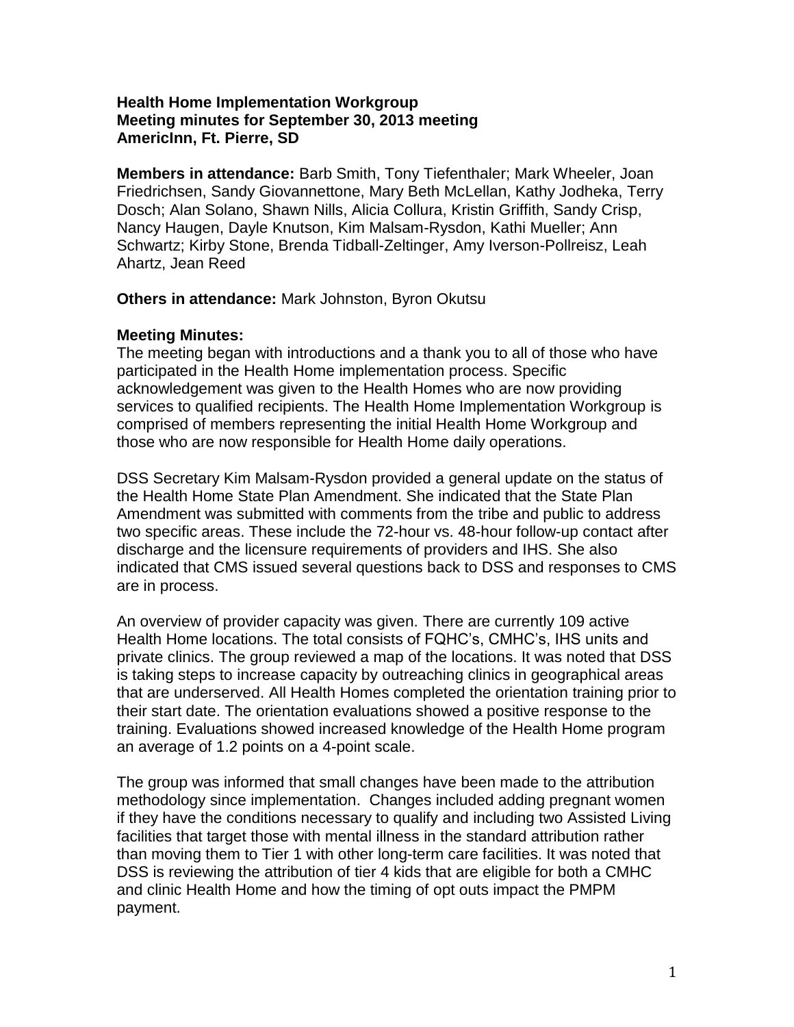**Health Home Implementation Workgroup**
**Meeting minutes for September 30, 2013 meeting**
**AmericInn, Ft. Pierre, SD**

**Members in attendance:** Barb Smith, Tony Tiefenthaler; Mark Wheeler, Joan Friedrichsen, Sandy Giovannettone, Mary Beth McLellan, Kathy Jodheka, Terry Dosch; Alan Solano, Shawn Nills, Alicia Collura, Kristin Griffith, Sandy Crisp, Nancy Haugen, Dayle Knutson, Kim Malsam-Rysdon, Kathi Mueller; Ann Schwartz; Kirby Stone, Brenda Tidball-Zeltinger, Amy Iverson-Pollreisz, Leah Ahartz, Jean Reed

**Others in attendance:** Mark Johnston, Byron Okutsu

**Meeting Minutes:**

The meeting began with introductions and a thank you to all of those who have participated in the Health Home implementation process. Specific acknowledgement was given to the Health Homes who are now providing services to qualified recipients. The Health Home Implementation Workgroup is comprised of members representing the initial Health Home Workgroup and those who are now responsible for Health Home daily operations.

DSS Secretary Kim Malsam-Rysdon provided a general update on the status of the Health Home State Plan Amendment. She indicated that the State Plan Amendment was submitted with comments from the tribe and public to address two specific areas. These include the 72-hour vs. 48-hour follow-up contact after discharge and the licensure requirements of providers and IHS. She also indicated that CMS issued several questions back to DSS and responses to CMS are in process.

An overview of provider capacity was given. There are currently 109 active Health Home locations. The total consists of FQHC's, CMHC's, IHS units and private clinics. The group reviewed a map of the locations. It was noted that DSS is taking steps to increase capacity by outreaching clinics in geographical areas that are underserved. All Health Homes completed the orientation training prior to their start date. The orientation evaluations showed a positive response to the training. Evaluations showed increased knowledge of the Health Home program an average of 1.2 points on a 4-point scale.

The group was informed that small changes have been made to the attribution methodology since implementation. Changes included adding pregnant women if they have the conditions necessary to qualify and including two Assisted Living facilities that target those with mental illness in the standard attribution rather than moving them to Tier 1 with other long-term care facilities. It was noted that DSS is reviewing the attribution of tier 4 kids that are eligible for both a CMHC and clinic Health Home and how the timing of opt outs impact the PMPM payment.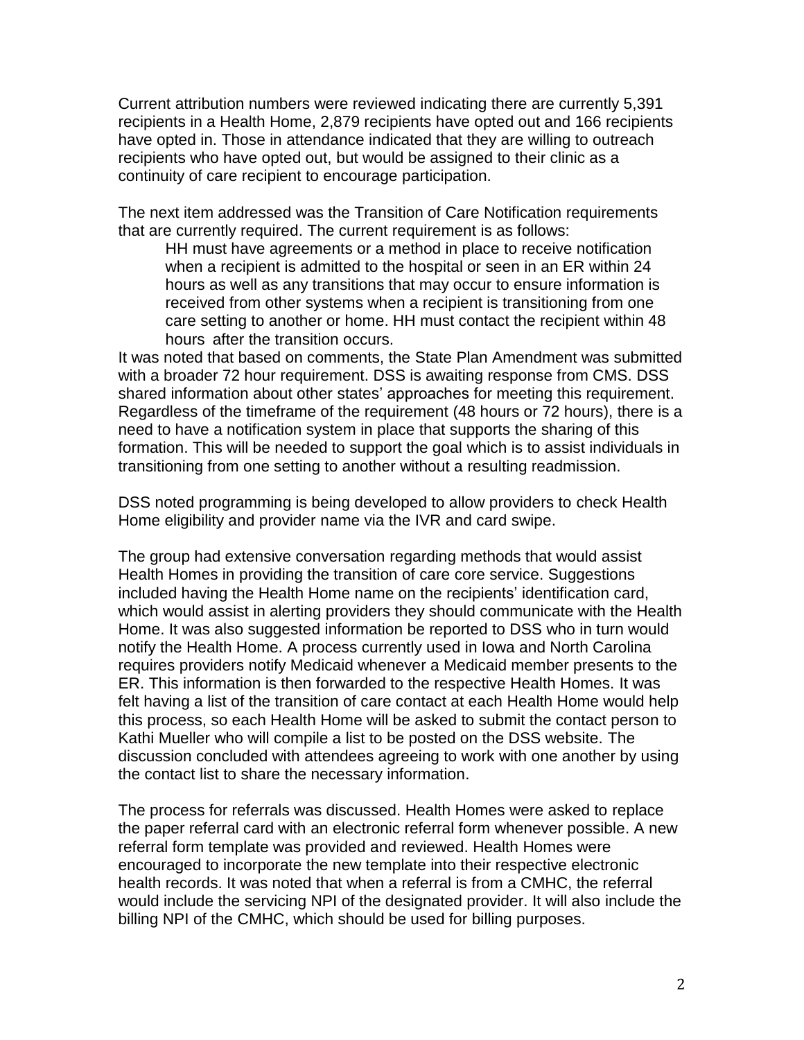Current attribution numbers were reviewed indicating there are currently 5,391 recipients in a Health Home, 2,879 recipients have opted out and 166 recipients have opted in. Those in attendance indicated that they are willing to outreach recipients who have opted out, but would be assigned to their clinic as a continuity of care recipient to encourage participation.

The next item addressed was the Transition of Care Notification requirements that are currently required. The current requirement is as follows:

> HH must have agreements or a method in place to receive notification when a recipient is admitted to the hospital or seen in an ER within 24 hours as well as any transitions that may occur to ensure information is received from other systems when a recipient is transitioning from one care setting to another or home. HH must contact the recipient within 48 hours after the transition occurs.

It was noted that based on comments, the State Plan Amendment was submitted with a broader 72 hour requirement. DSS is awaiting response from CMS. DSS shared information about other states' approaches for meeting this requirement. Regardless of the timeframe of the requirement (48 hours or 72 hours), there is a need to have a notification system in place that supports the sharing of this formation. This will be needed to support the goal which is to assist individuals in transitioning from one setting to another without a resulting readmission.

DSS noted programming is being developed to allow providers to check Health Home eligibility and provider name via the IVR and card swipe.

The group had extensive conversation regarding methods that would assist Health Homes in providing the transition of care core service. Suggestions included having the Health Home name on the recipients' identification card, which would assist in alerting providers they should communicate with the Health Home. It was also suggested information be reported to DSS who in turn would notify the Health Home. A process currently used in Iowa and North Carolina requires providers notify Medicaid whenever a Medicaid member presents to the ER. This information is then forwarded to the respective Health Homes. It was felt having a list of the transition of care contact at each Health Home would help this process, so each Health Home will be asked to submit the contact person to Kathi Mueller who will compile a list to be posted on the DSS website. The discussion concluded with attendees agreeing to work with one another by using the contact list to share the necessary information.

The process for referrals was discussed. Health Homes were asked to replace the paper referral card with an electronic referral form whenever possible. A new referral form template was provided and reviewed. Health Homes were encouraged to incorporate the new template into their respective electronic health records. It was noted that when a referral is from a CMHC, the referral would include the servicing NPI of the designated provider. It will also include the billing NPI of the CMHC, which should be used for billing purposes.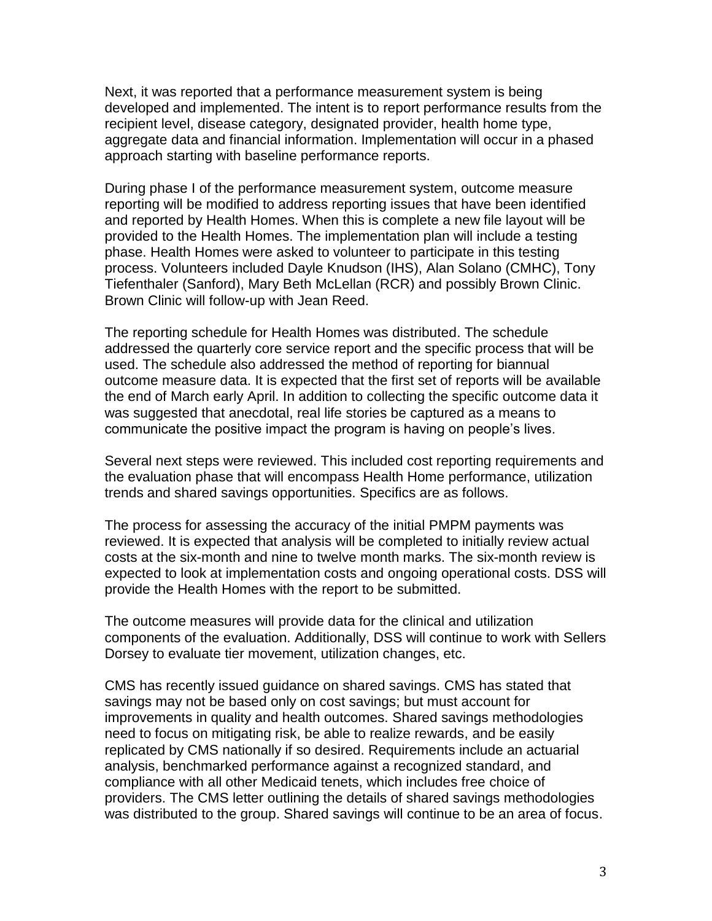Next, it was reported that a performance measurement system is being developed and implemented. The intent is to report performance results from the recipient level, disease category, designated provider, health home type, aggregate data and financial information. Implementation will occur in a phased approach starting with baseline performance reports.

During phase I of the performance measurement system, outcome measure reporting will be modified to address reporting issues that have been identified and reported by Health Homes. When this is complete a new file layout will be provided to the Health Homes. The implementation plan will include a testing phase. Health Homes were asked to volunteer to participate in this testing process. Volunteers included Dayle Knudson (IHS), Alan Solano (CMHC), Tony Tiefenthaler (Sanford), Mary Beth McLellan (RCR) and possibly Brown Clinic. Brown Clinic will follow-up with Jean Reed.

The reporting schedule for Health Homes was distributed. The schedule addressed the quarterly core service report and the specific process that will be used. The schedule also addressed the method of reporting for biannual outcome measure data. It is expected that the first set of reports will be available the end of March early April. In addition to collecting the specific outcome data it was suggested that anecdotal, real life stories be captured as a means to communicate the positive impact the program is having on people's lives.

Several next steps were reviewed. This included cost reporting requirements and the evaluation phase that will encompass Health Home performance, utilization trends and shared savings opportunities. Specifics are as follows.

The process for assessing the accuracy of the initial PMPM payments was reviewed. It is expected that analysis will be completed to initially review actual costs at the six-month and nine to twelve month marks. The six-month review is expected to look at implementation costs and ongoing operational costs. DSS will provide the Health Homes with the report to be submitted.

The outcome measures will provide data for the clinical and utilization components of the evaluation. Additionally, DSS will continue to work with Sellers Dorsey to evaluate tier movement, utilization changes, etc.

CMS has recently issued guidance on shared savings. CMS has stated that savings may not be based only on cost savings; but must account for improvements in quality and health outcomes. Shared savings methodologies need to focus on mitigating risk, be able to realize rewards, and be easily replicated by CMS nationally if so desired. Requirements include an actuarial analysis, benchmarked performance against a recognized standard, and compliance with all other Medicaid tenets, which includes free choice of providers. The CMS letter outlining the details of shared savings methodologies was distributed to the group. Shared savings will continue to be an area of focus.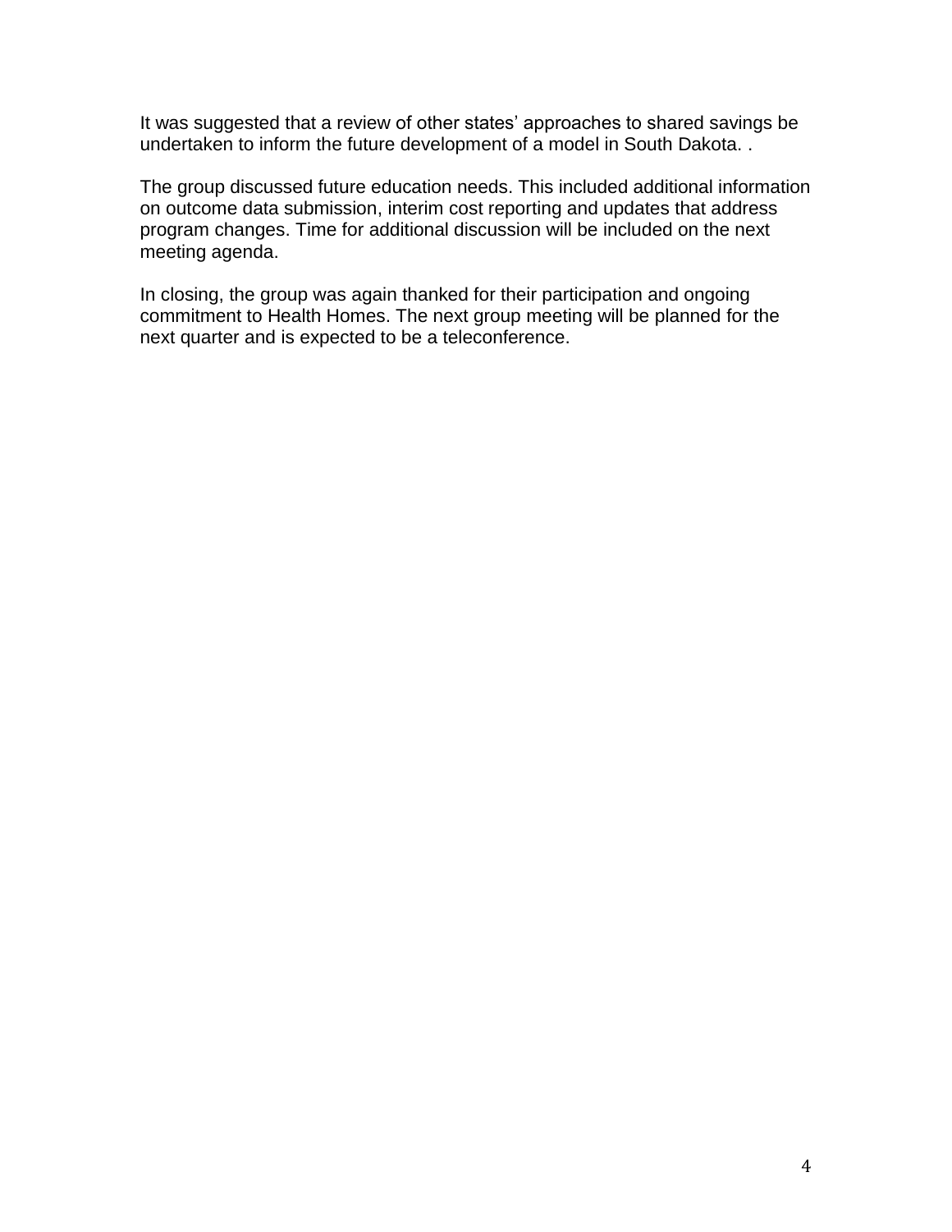It was suggested that a review of other states' approaches to shared savings be undertaken to inform the future development of a model in South Dakota. .

The group discussed future education needs. This included additional information on outcome data submission, interim cost reporting and updates that address program changes. Time for additional discussion will be included on the next meeting agenda.

In closing, the group was again thanked for their participation and ongoing commitment to Health Homes. The next group meeting will be planned for the next quarter and is expected to be a teleconference.